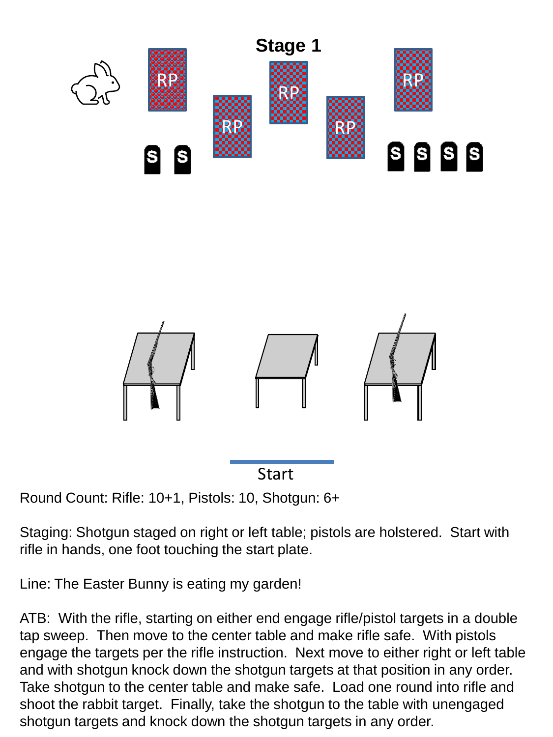# Stage 1

Start

Round Count: Rifle: 10+1, Pistols: 10, Shotgun: 6+

Staging: Shotgun staged on right or left table; pistols are holstered. Start with rifle in hands, one foot touching the start plate.

Line: The Easter Bunny is eating my garden!

ATB: With the rifle, starting on either end engage rifle/pistol targets in a double tap sweep. Then move to the center table and make rifle safe. With pistols engage the targets per the rifle instruction. Next move to either right or left table and with shotgun knock down the shotgun targets at that position in any order. Take shotgun to the center table and make safe. Load one round into rifle and shoot the rabbit target. Finally, take the shotgun to the table with unengaged shotgun targets and knock down the shotgun targets in any order.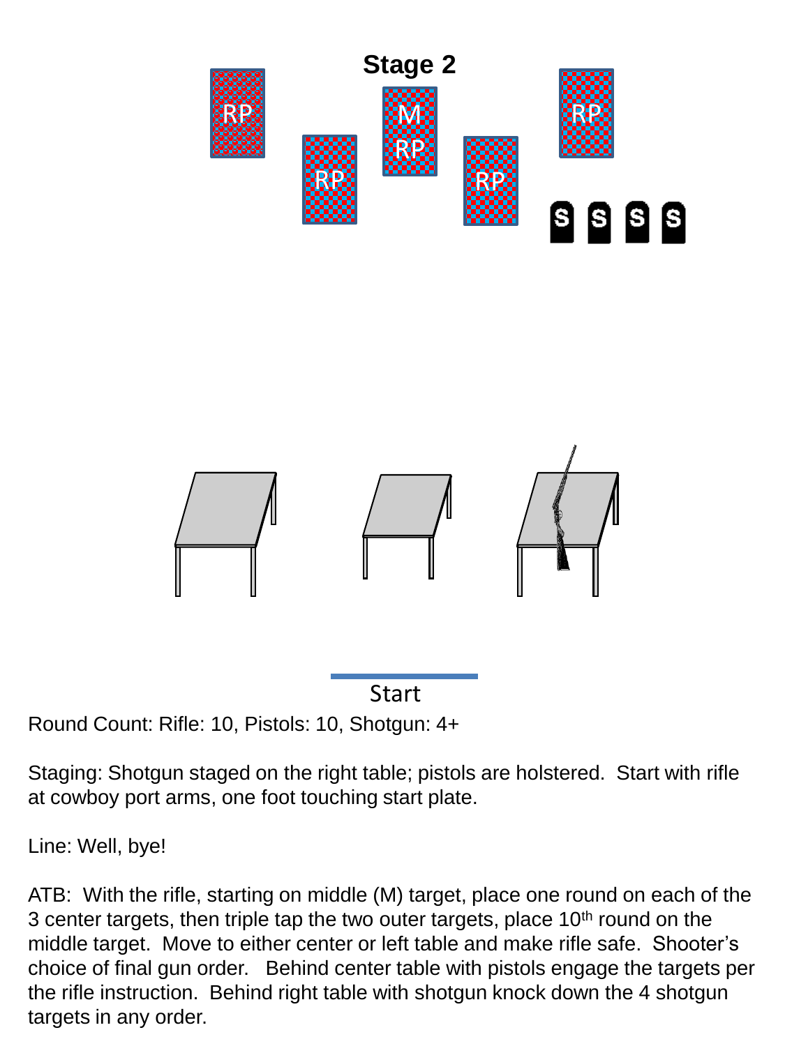# Stage 2

Start

Round Count: Rifle: 10, Pistols: 10, Shotgun: 4+

Staging: Shotgun staged on the right table; pistols are holstered. Start with rifle at cowboy port arms, one foot touching start plate.

Line: Well, bye!

ATB: With the rifle, starting on middle (M) target, place one round on each of the 3 center targets, then triple tap the two outer targets, place 10th round on the middle target. Move to either center or left table and make rifle safe. Shooter's choice of final gun order. Behind center table with pistols engage the targets per the rifle instruction. Behind right table with shotgun knock down the 4 shotgun targets in any order.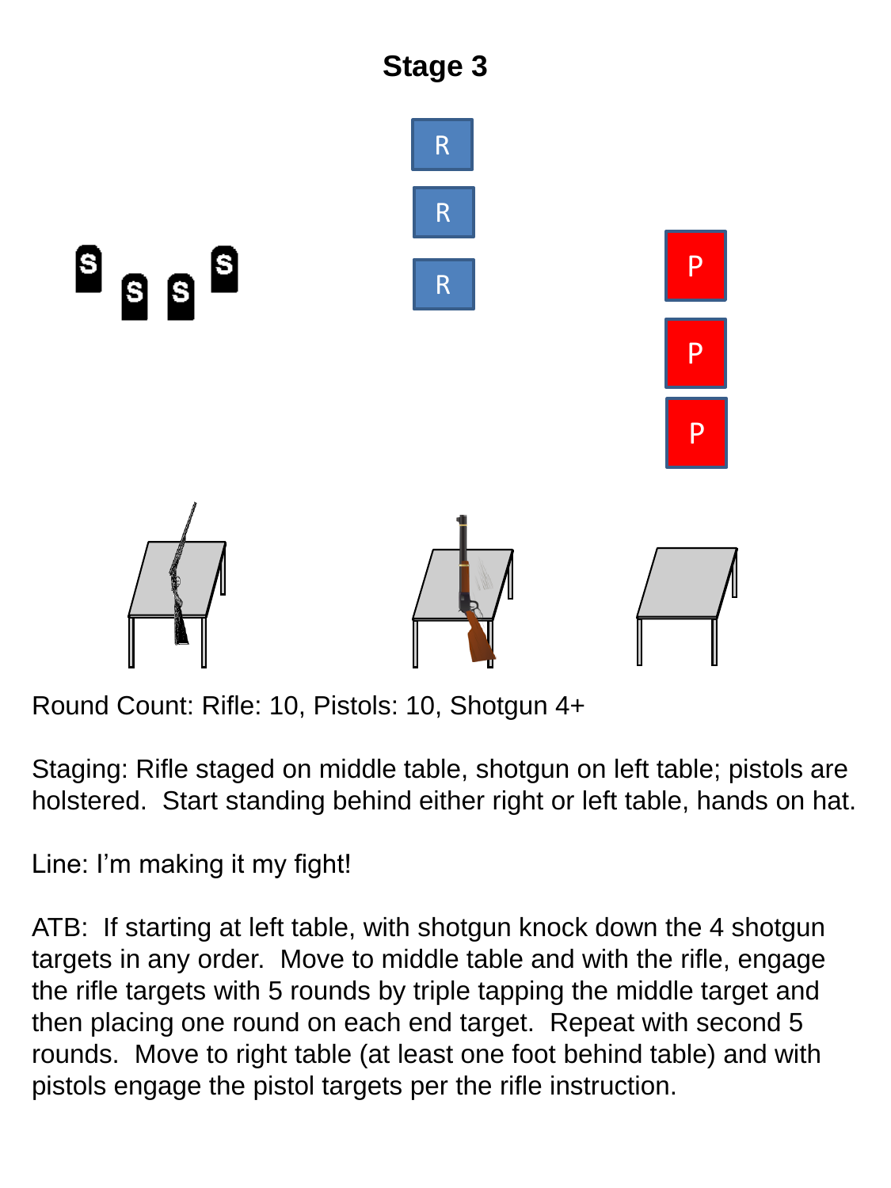# Stage 3

Round Count: Rifle: 10, Pistols: 10, Shotgun 4+

Staging: Rifle staged on middle table, shotgun on left table; pistols are holstered. Start standing behind either right or left table, hands on hat.

Line: I'm making it my fight!

ATB: If starting at left table, with shotgun knock down the 4 shotgun targets in any order. Move to middle table and with the rifle, engage the rifle targets with 5 rounds by triple tapping the middle target and then placing one round on each end target. Repeat with second 5 rounds. Move to right table (at least one foot behind table) and with pistols engage the pistol targets per the rifle instruction.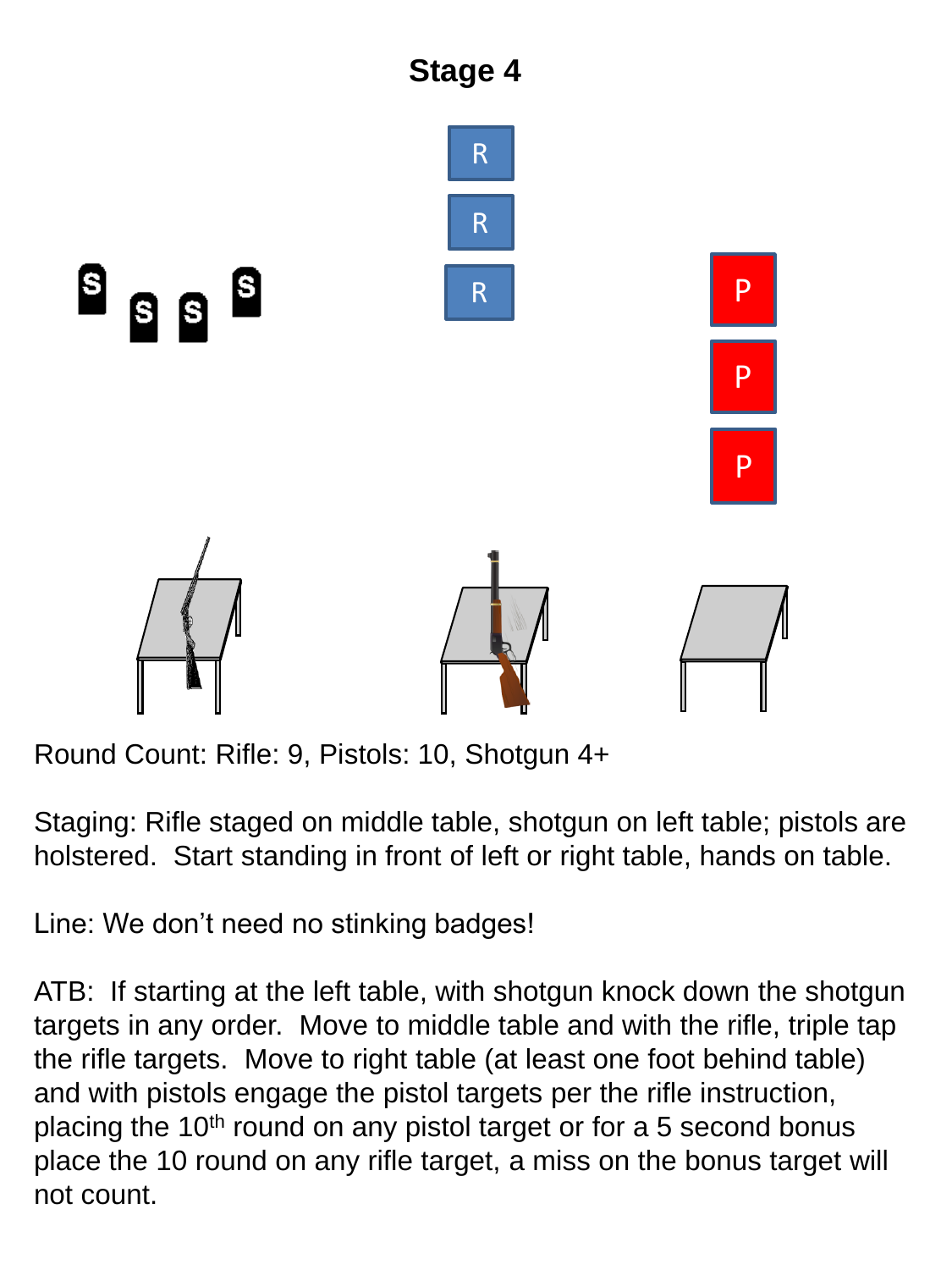# Stage 4

Round Count: Rifle: 9, Pistols: 10, Shotgun 4+

Staging: Rifle staged on middle table, shotgun on left table; pistols are holstered. Start standing in front of left or right table, hands on table.

Line: We don't need no stinking badges!

ATB: If starting at the left table, with shotgun knock down the shotgun targets in any order. Move to middle table and with the rifle, triple tap the rifle targets. Move to right table (at least one foot behind table) and with pistols engage the pistol targets per the rifle instruction, placing the 10th round on any pistol target or for a 5 second bonus place the 10 round on any rifle target, a miss on the bonus target will not count.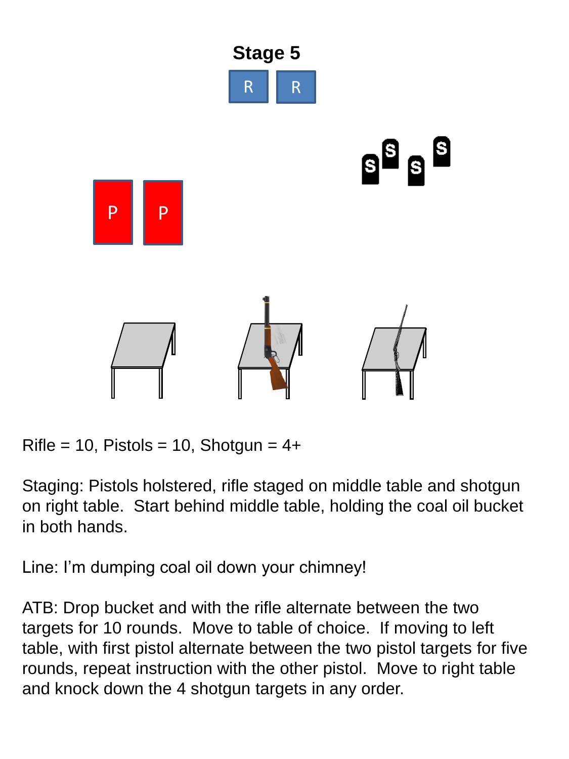# Stage 5

R R

S S S S

P P

Rifle = 10, Pistols = 10, Shotgun = 4+

Staging: Pistols holstered, rifle staged on middle table and shotgun on right table. Start behind middle table, holding the coal oil bucket in both hands.

Line: I'm dumping coal oil down your chimney!

ATB: Drop bucket and with the rifle alternate between the two targets for 10 rounds. Move to table of choice. If moving to left table, with first pistol alternate between the two pistol targets for five rounds, repeat instruction with the other pistol. Move to right table and knock down the 4 shotgun targets in any order.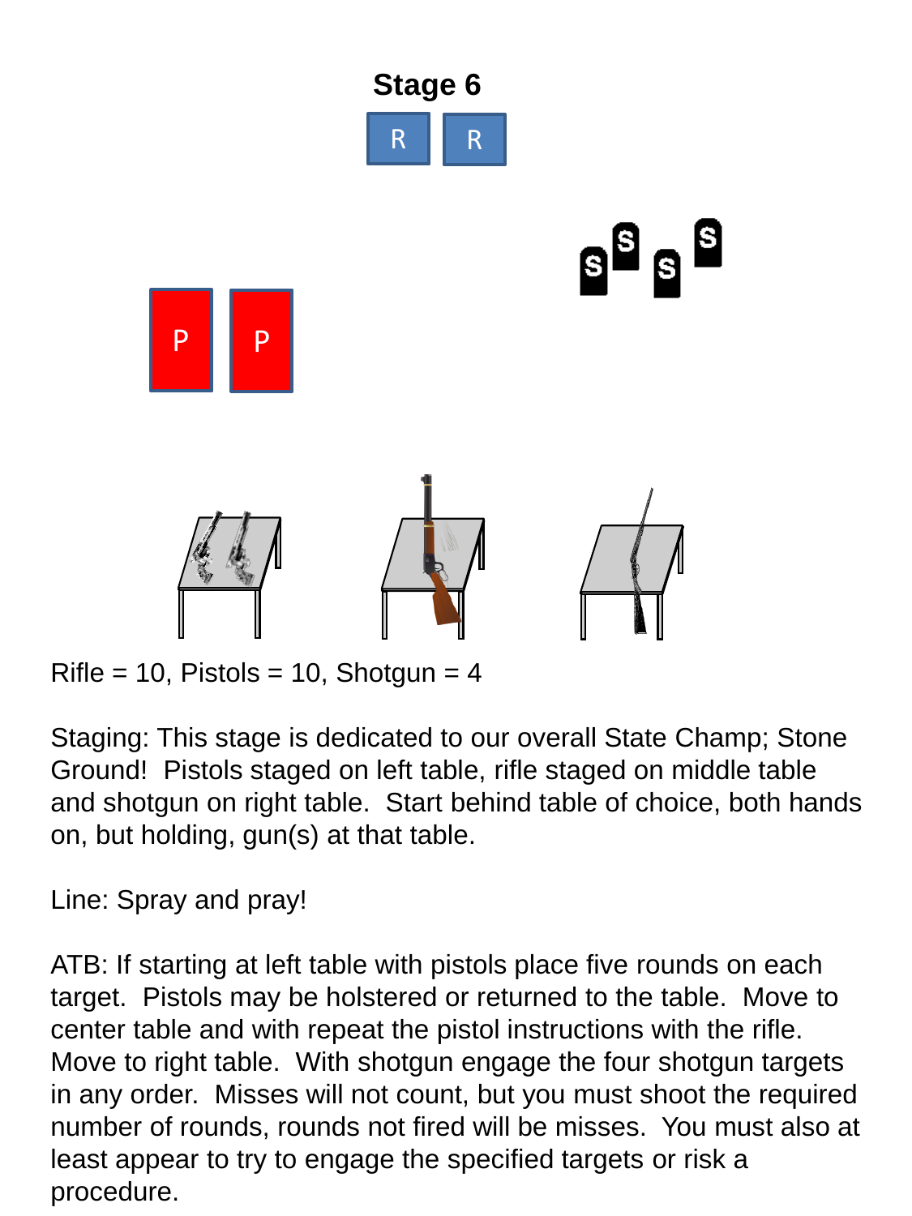# Stage 6

R R

S S S S

P P

Rifle = 10, Pistols = 10, Shotgun = 4

Staging: This stage is dedicated to our overall State Champ; Stone Ground! Pistols staged on left table, rifle staged on middle table and shotgun on right table. Start behind table of choice, both hands on, but holding, gun(s) at that table.

Line: Spray and pray!

ATB: If starting at left table with pistols place five rounds on each target. Pistols may be holstered or returned to the table. Move to center table and with repeat the pistol instructions with the rifle. Move to right table. With shotgun engage the four shotgun targets in any order. Misses will not count, but you must shoot the required number of rounds, rounds not fired will be misses. You must also at least appear to try to engage the specified targets or risk a procedure.